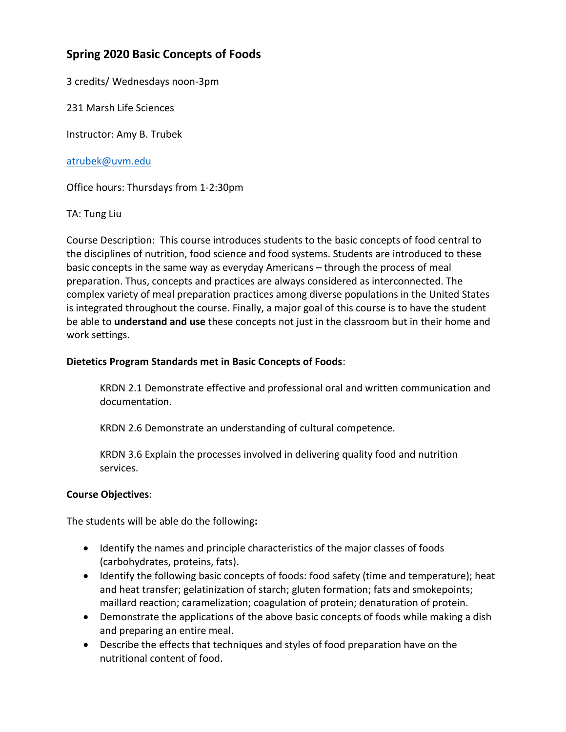# Spring 2020 Basic Concepts of Foods

3 credits/ Wednesdays noon-3pm

231 Marsh Life Sciences

Instructor: Amy B. Trubek

atrubek@uvm.edu

Office hours: Thursdays from 1-2:30pm

TA: Tung Liu

Course Description: This course introduces students to the basic concepts of food central to the disciplines of nutrition, food science and food systems. Students are introduced to these basic concepts in the same way as everyday Americans – through the process of meal preparation. Thus, concepts and practices are always considered as interconnected. The complex variety of meal preparation practices among diverse populations in the United States is integrated throughout the course. Finally, a major goal of this course is to have the student be able to **understand and use** these concepts not just in the classroom but in their home and work settings.

**Dietetics Program Standards met in Basic Concepts of Foods**:

KRDN 2.1 Demonstrate effective and professional oral and written communication and documentation.

KRDN 2.6 Demonstrate an understanding of cultural competence.

KRDN 3.6 Explain the processes involved in delivering quality food and nutrition services.

**Course Objectives**:

The students will be able do the following**:**

- Identify the names and principle characteristics of the major classes of foods (carbohydrates, proteins, fats).
- Identify the following basic concepts of foods: food safety (time and temperature); heat and heat transfer; gelatinization of starch; gluten formation; fats and smokepoints; maillard reaction; caramelization; coagulation of protein; denaturation of protein.
- Demonstrate the applications of the above basic concepts of foods while making a dish and preparing an entire meal.
- Describe the effects that techniques and styles of food preparation have on the nutritional content of food.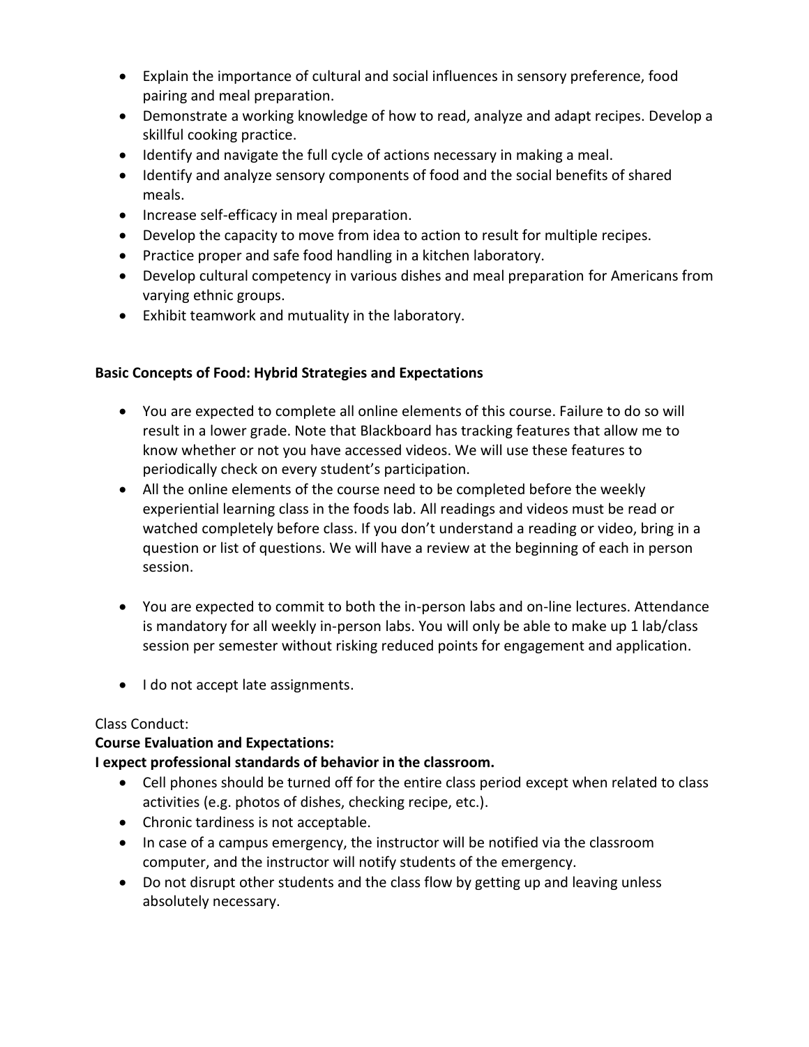- Explain the importance of cultural and social influences in sensory preference, food pairing and meal preparation.
- Demonstrate a working knowledge of how to read, analyze and adapt recipes. Develop a skillful cooking practice.
- Identify and navigate the full cycle of actions necessary in making a meal.
- Identify and analyze sensory components of food and the social benefits of shared meals.
- Increase self-efficacy in meal preparation.
- Develop the capacity to move from idea to action to result for multiple recipes.
- Practice proper and safe food handling in a kitchen laboratory.
- Develop cultural competency in various dishes and meal preparation for Americans from varying ethnic groups.
- Exhibit teamwork and mutuality in the laboratory.

**Basic Concepts of Food: Hybrid Strategies and Expectations**

- You are expected to complete all online elements of this course. Failure to do so will result in a lower grade. Note that Blackboard has tracking features that allow me to know whether or not you have accessed videos. We will use these features to periodically check on every student's participation.
- All the online elements of the course need to be completed before the weekly experiential learning class in the foods lab. All readings and videos must be read or watched completely before class. If you don't understand a reading or video, bring in a question or list of questions. We will have a review at the beginning of each in person session.
- You are expected to commit to both the in-person labs and on-line lectures. Attendance is mandatory for all weekly in-person labs. You will only be able to make up 1 lab/class session per semester without risking reduced points for engagement and application.
- I do not accept late assignments.

Class Conduct:

**Course Evaluation and Expectations:**

**I expect professional standards of behavior in the classroom.**

- Cell phones should be turned off for the entire class period except when related to class activities (e.g. photos of dishes, checking recipe, etc.).
- Chronic tardiness is not acceptable.
- In case of a campus emergency, the instructor will be notified via the classroom computer, and the instructor will notify students of the emergency.
- Do not disrupt other students and the class flow by getting up and leaving unless absolutely necessary.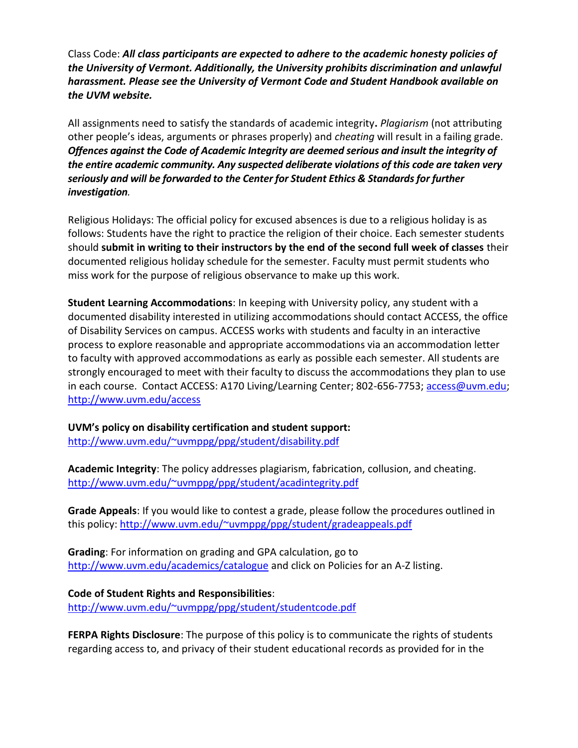Class Code: ***All class participants are expected to adhere to the academic honesty policies of the University of Vermont. Additionally, the University prohibits discrimination and unlawful harassment. Please see the University of Vermont Code and Student Handbook available on the UVM website.***

All assignments need to satisfy the standards of academic integrity**.** *Plagiarism* (not attributing other people's ideas, arguments or phrases properly) and *cheating* will result in a failing grade. ***Offences against the Code of Academic Integrity are deemed serious and insult the integrity of the entire academic community. Any suspected deliberate violations of this code are taken very seriously and will be forwarded to the Center for Student Ethics & Standards for further investigation****.*

Religious Holidays: The official policy for excused absences is due to a religious holiday is as follows: Students have the right to practice the religion of their choice. Each semester students should **submit in writing to their instructors by the end of the second full week of classes** their documented religious holiday schedule for the semester. Faculty must permit students who miss work for the purpose of religious observance to make up this work.

**Student Learning Accommodations**: In keeping with University policy, any student with a documented disability interested in utilizing accommodations should contact ACCESS, the office of Disability Services on campus. ACCESS works with students and faculty in an interactive process to explore reasonable and appropriate accommodations via an accommodation letter to faculty with approved accommodations as early as possible each semester. All students are strongly encouraged to meet with their faculty to discuss the accommodations they plan to use in each course. Contact ACCESS: A170 Living/Learning Center; 802-656-7753; access@uvm.edu; http://www.uvm.edu/access

**UVM's policy on disability certification and student support:**
http://www.uvm.edu/~uvmppg/ppg/student/disability.pdf

**Academic Integrity**: The policy addresses plagiarism, fabrication, collusion, and cheating. http://www.uvm.edu/~uvmppg/ppg/student/acadintegrity.pdf

**Grade Appeals**: If you would like to contest a grade, please follow the procedures outlined in this policy: http://www.uvm.edu/~uvmppg/ppg/student/gradeappeals.pdf

**Grading**: For information on grading and GPA calculation, go to http://www.uvm.edu/academics/catalogue and click on Policies for an A-Z listing.

**Code of Student Rights and Responsibilities**:
http://www.uvm.edu/~uvmppg/ppg/student/studentcode.pdf

**FERPA Rights Disclosure**: The purpose of this policy is to communicate the rights of students regarding access to, and privacy of their student educational records as provided for in the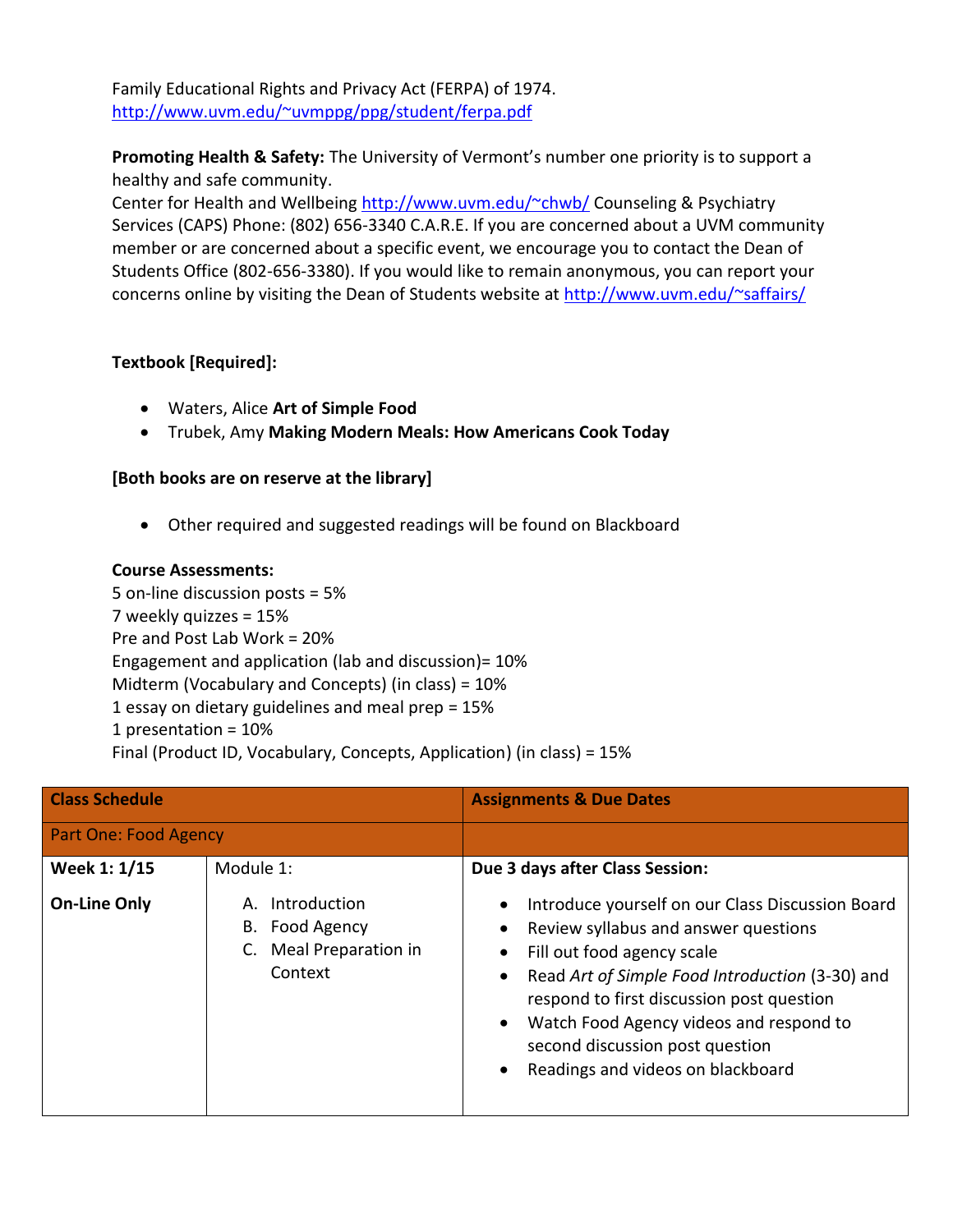Family Educational Rights and Privacy Act (FERPA) of 1974. http://www.uvm.edu/~uvmppg/ppg/student/ferpa.pdf

**Promoting Health & Safety:** The University of Vermont's number one priority is to support a healthy and safe community.
Center for Health and Wellbeing http://www.uvm.edu/~chwb/ Counseling & Psychiatry Services (CAPS) Phone: (802) 656-3340 C.A.R.E. If you are concerned about a UVM community member or are concerned about a specific event, we encourage you to contact the Dean of Students Office (802-656-3380). If you would like to remain anonymous, you can report your concerns online by visiting the Dean of Students website at http://www.uvm.edu/~saffairs/

**Textbook [Required]:**

- Waters, Alice **Art of Simple Food**
- Trubek, Amy **Making Modern Meals: How Americans Cook Today**

**[Both books are on reserve at the library]**

- Other required and suggested readings will be found on Blackboard

**Course Assessments:**
5 on-line discussion posts = 5%
7 weekly quizzes = 15%
Pre and Post Lab Work = 20%
Engagement and application (lab and discussion)= 10%
Midterm (Vocabulary and Concepts) (in class) = 10%
1 essay on dietary guidelines and meal prep = 15%
1 presentation = 10%
Final (Product ID, Vocabulary, Concepts, Application) (in class) = 15%

| **Class Schedule** | | **Assignments & Due Dates** |
|---|---|---|
| Part One: Food Agency | | |
| **Week 1: 1/15**<br><br>**On-Line Only** | Module 1:<br>A. Introduction<br>B. Food Agency<br>C. Meal Preparation in Context | **Due 3 days after Class Session:**<br>• Introduce yourself on our Class Discussion Board<br>• Review syllabus and answer questions<br>• Fill out food agency scale<br>• Read *Art of Simple Food Introduction* (3-30) and respond to first discussion post question<br>• Watch Food Agency videos and respond to second discussion post question<br>• Readings and videos on blackboard |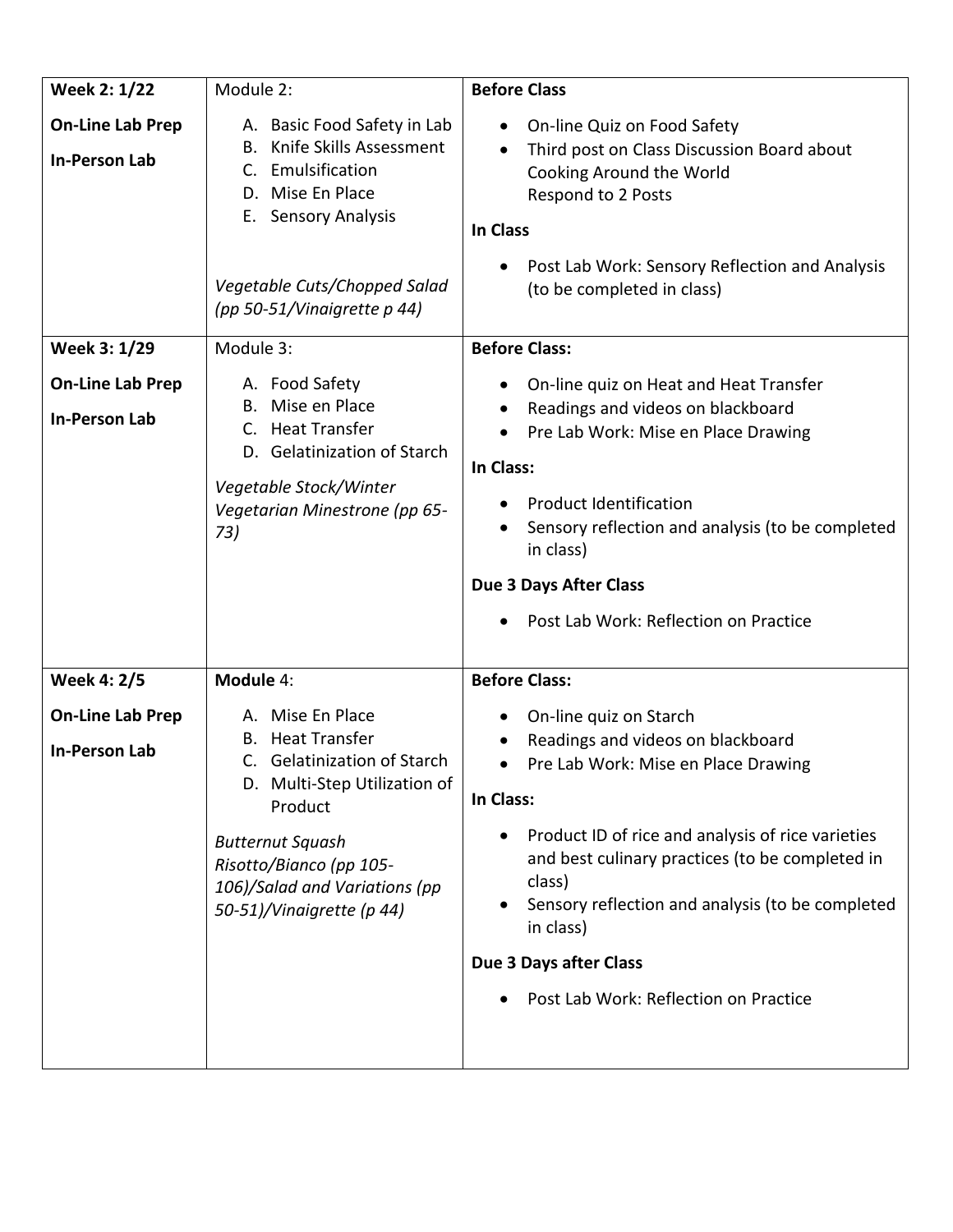| **Week 2: 1/22**<br><br>**On-Line Lab Prep**<br><br>**In-Person Lab** | Module 2:<br><br>A. Basic Food Safety in Lab<br>B. Knife Skills Assessment<br>C. Emulsification<br>D. Mise En Place<br>E. Sensory Analysis<br><br>*Vegetable Cuts/Chopped Salad (pp 50-51/Vinaigrette p 44)* | **Before Class**<br><br>• On-line Quiz on Food Safety<br>• Third post on Class Discussion Board about Cooking Around the World<br>Respond to 2 Posts<br><br>**In Class**<br><br>• Post Lab Work: Sensory Reflection and Analysis (to be completed in class) |
|---|---|---|
| **Week 3: 1/29**<br><br>**On-Line Lab Prep**<br><br>**In-Person Lab** | Module 3:<br><br>A. Food Safety<br>B. Mise en Place<br>C. Heat Transfer<br>D. Gelatinization of Starch<br><br>*Vegetable Stock/Winter Vegetarian Minestrone (pp 65-73)* | **Before Class:**<br><br>• On-line quiz on Heat and Heat Transfer<br>• Readings and videos on blackboard<br>• Pre Lab Work: Mise en Place Drawing<br><br>**In Class:**<br><br>• Product Identification<br>• Sensory reflection and analysis (to be completed in class)<br><br>**Due 3 Days After Class**<br><br>• Post Lab Work: Reflection on Practice |
| **Week 4: 2/5**<br><br>**On-Line Lab Prep**<br><br>**In-Person Lab** | **Module** 4:<br><br>A. Mise En Place<br>B. Heat Transfer<br>C. Gelatinization of Starch<br>D. Multi-Step Utilization of Product<br><br>*Butternut Squash Risotto/Bianco (pp 105-106)/Salad and Variations (pp 50-51)/Vinaigrette (p 44)* | **Before Class:**<br><br>• On-line quiz on Starch<br>• Readings and videos on blackboard<br>• Pre Lab Work: Mise en Place Drawing<br><br>**In Class:**<br><br>• Product ID of rice and analysis of rice varieties and best culinary practices (to be completed in class)<br>• Sensory reflection and analysis (to be completed in class)<br><br>**Due 3 Days after Class**<br><br>• Post Lab Work: Reflection on Practice |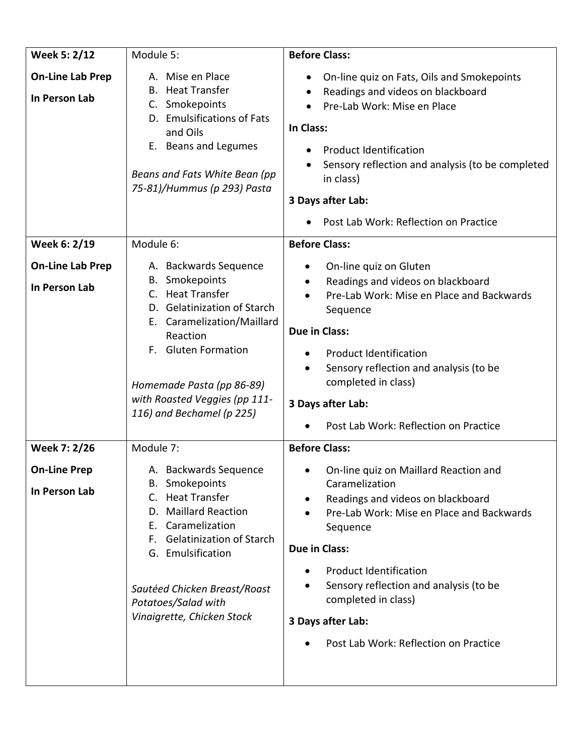| Week 5: 2/12<br><br>**On-Line Lab Prep**<br><br>**In Person Lab** | Module 5:<br><br>A. Mise en Place<br>B. Heat Transfer<br>C. Smokepoints<br>D. Emulsifications of Fats and Oils<br>E. Beans and Legumes<br><br>*Beans and Fats White Bean (pp 75-81)/Hummus (p 293) Pasta* | **Before Class:**<br><br>• On-line quiz on Fats, Oils and Smokepoints<br>• Readings and videos on blackboard<br>• Pre-Lab Work: Mise en Place<br><br>**In Class:**<br><br>• Product Identification<br>• Sensory reflection and analysis (to be completed in class)<br><br>**3 Days after Lab:**<br><br>• Post Lab Work: Reflection on Practice |
|---|---|---|
| **Week 6: 2/19**<br><br>**On-Line Lab Prep**<br><br>**In Person Lab** | Module 6:<br><br>A. Backwards Sequence<br>B. Smokepoints<br>C. Heat Transfer<br>D. Gelatinization of Starch<br>E. Caramelization/Maillard Reaction<br>F. Gluten Formation<br><br>*Homemade Pasta (pp 86-89) with Roasted Veggies (pp 111-116) and Bechamel (p 225)* | **Before Class:**<br><br>• On-line quiz on Gluten<br>• Readings and videos on blackboard<br>• Pre-Lab Work: Mise en Place and Backwards Sequence<br><br>**Due in Class:**<br><br>• Product Identification<br>• Sensory reflection and analysis (to be completed in class)<br><br>**3 Days after Lab:**<br><br>• Post Lab Work: Reflection on Practice |
| **Week 7: 2/26**<br><br>**On-Line Prep**<br><br>**In Person Lab** | Module 7:<br><br>A. Backwards Sequence<br>B. Smokepoints<br>C. Heat Transfer<br>D. Maillard Reaction<br>E. Caramelization<br>F. Gelatinization of Starch<br>G. Emulsification<br><br>*Sautéed Chicken Breast/Roast Potatoes/Salad with Vinaigrette, Chicken Stock* | **Before Class:**<br><br>• On-line quiz on Maillard Reaction and Caramelization<br>• Readings and videos on blackboard<br>• Pre-Lab Work: Mise en Place and Backwards Sequence<br><br>**Due in Class:**<br><br>• Product Identification<br>• Sensory reflection and analysis (to be completed in class)<br><br>**3 Days after Lab:**<br><br>• Post Lab Work: Reflection on Practice |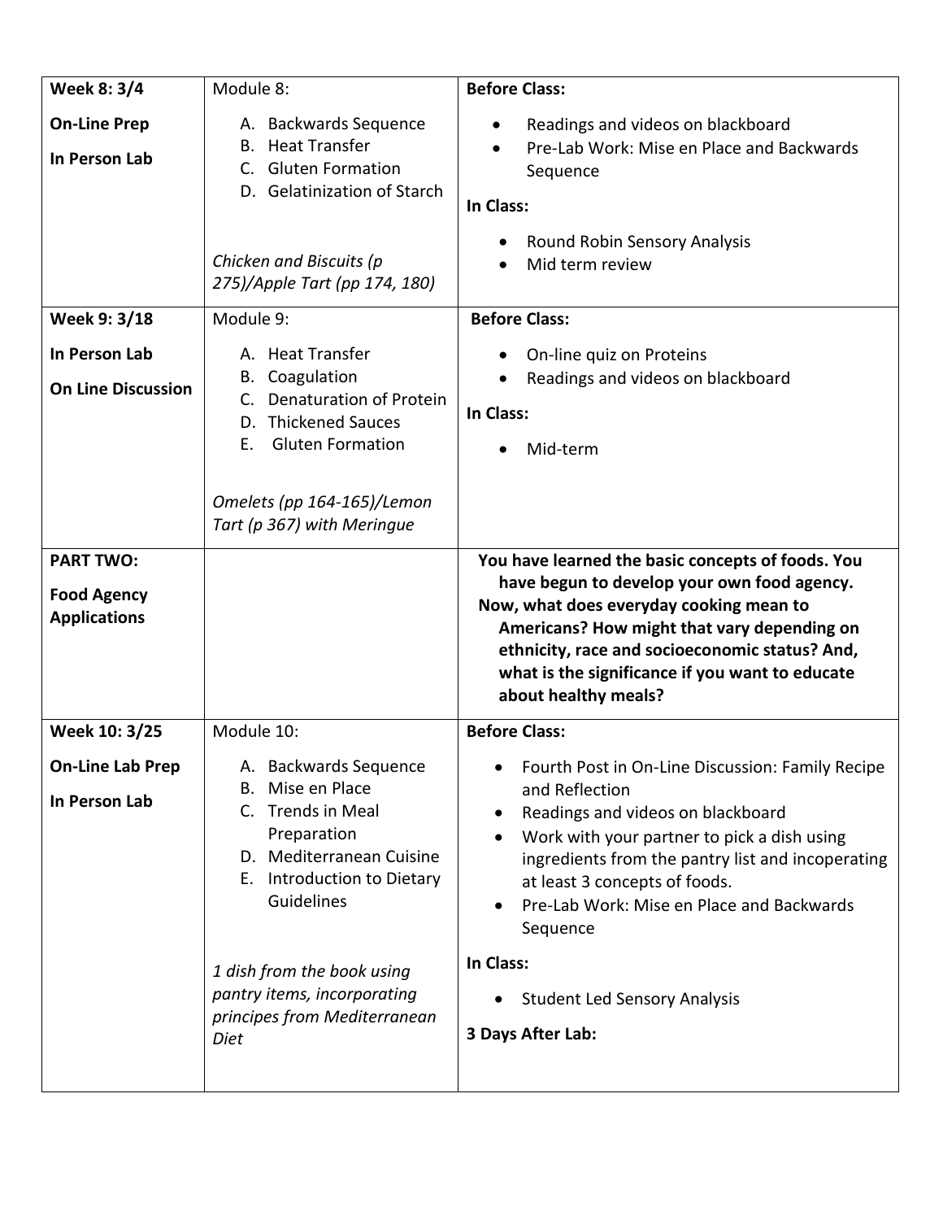| Week 8: 3/4<br><br>**On-Line Prep**<br><br>**In Person Lab** | Module 8:<br><br>A. Backwards Sequence<br>B. Heat Transfer<br>C. Gluten Formation<br>D. Gelatinization of Starch<br><br>*Chicken and Biscuits (p 275)/Apple Tart (pp 174, 180)* | **Before Class:**<br><br>• Readings and videos on blackboard<br>• Pre-Lab Work: Mise en Place and Backwards Sequence<br><br>**In Class:**<br><br>• Round Robin Sensory Analysis<br>• Mid term review |
|---|---|---|
| **Week 9: 3/18**<br><br>**In Person Lab**<br><br>**On Line Discussion** | Module 9:<br><br>A. Heat Transfer<br>B. Coagulation<br>C. Denaturation of Protein<br>D. Thickened Sauces<br>E. Gluten Formation<br><br>*Omelets (pp 164-165)/Lemon Tart (p 367) with Meringue* | **Before Class:**<br><br>• On-line quiz on Proteins<br>• Readings and videos on blackboard<br><br>**In Class:**<br><br>• Mid-term |
| **PART TWO:**<br><br>**Food Agency Applications** | | **You have learned the basic concepts of foods. You have begun to develop your own food agency. Now, what does everyday cooking mean to Americans? How might that vary depending on ethnicity, race and socioeconomic status? And, what is the significance if you want to educate about healthy meals?** |
| **Week 10: 3/25**<br><br>**On-Line Lab Prep**<br><br>**In Person Lab** | Module 10:<br><br>A. Backwards Sequence<br>B. Mise en Place<br>C. Trends in Meal Preparation<br>D. Mediterranean Cuisine<br>E. Introduction to Dietary Guidelines<br><br>*1 dish from the book using pantry items, incorporating principes from Mediterranean Diet* | **Before Class:**<br><br>• Fourth Post in On-Line Discussion: Family Recipe and Reflection<br>• Readings and videos on blackboard<br>• Work with your partner to pick a dish using ingredients from the pantry list and incoperating at least 3 concepts of foods.<br>• Pre-Lab Work: Mise en Place and Backwards Sequence<br><br>**In Class:**<br><br>• Student Led Sensory Analysis<br><br>**3 Days After Lab:** |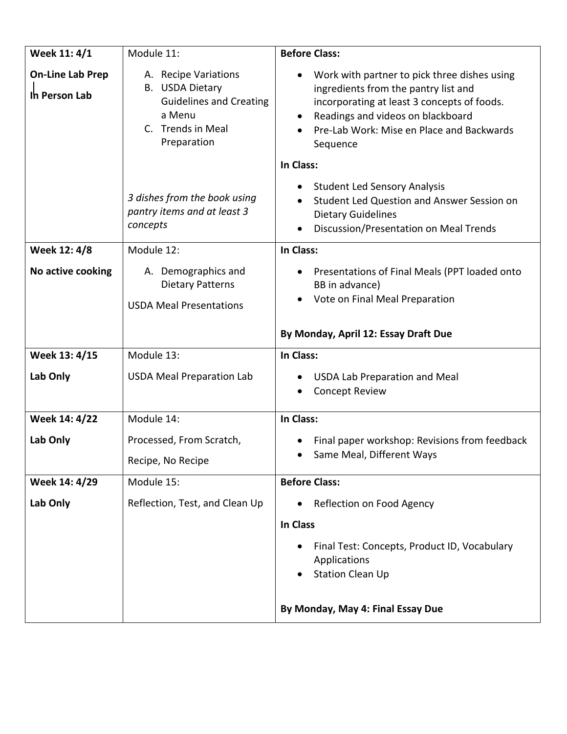| | | |
|---|---|---|
| **Week 11: 4/1**<br>**On-Line Lab Prep**<br>**In Person Lab** | Module 11:<br>A. Recipe Variations<br>B. USDA Dietary Guidelines and Creating a Menu<br>C. Trends in Meal Preparation<br><br>*3 dishes from the book using pantry items and at least 3 concepts* | **Before Class:**<br>• Work with partner to pick three dishes using ingredients from the pantry list and incorporating at least 3 concepts of foods.<br>• Readings and videos on blackboard<br>• Pre-Lab Work: Mise en Place and Backwards Sequence<br>**In Class:**<br>• Student Led Sensory Analysis<br>• Student Led Question and Answer Session on Dietary Guidelines<br>• Discussion/Presentation on Meal Trends |
| **Week 12: 4/8**<br>**No active cooking** | Module 12:<br>A. Demographics and Dietary Patterns<br>USDA Meal Presentations | **In Class:**<br>• Presentations of Final Meals (PPT loaded onto BB in advance)<br>• Vote on Final Meal Preparation<br><br>**By Monday, April 12: Essay Draft Due** |
| **Week 13: 4/15**<br>**Lab Only** | Module 13:<br>USDA Meal Preparation Lab | **In Class:**<br>• USDA Lab Preparation and Meal<br>• Concept Review |
| **Week 14: 4/22**<br>**Lab Only** | Module 14:<br>Processed, From Scratch,<br>Recipe, No Recipe | **In Class:**<br>• Final paper workshop: Revisions from feedback<br>• Same Meal, Different Ways |
| **Week 14: 4/29**<br>**Lab Only** | Module 15:<br>Reflection, Test, and Clean Up | **Before Class:**<br>• Reflection on Food Agency<br>**In Class**<br>• Final Test: Concepts, Product ID, Vocabulary Applications<br>• Station Clean Up<br><br>**By Monday, May 4: Final Essay Due** |